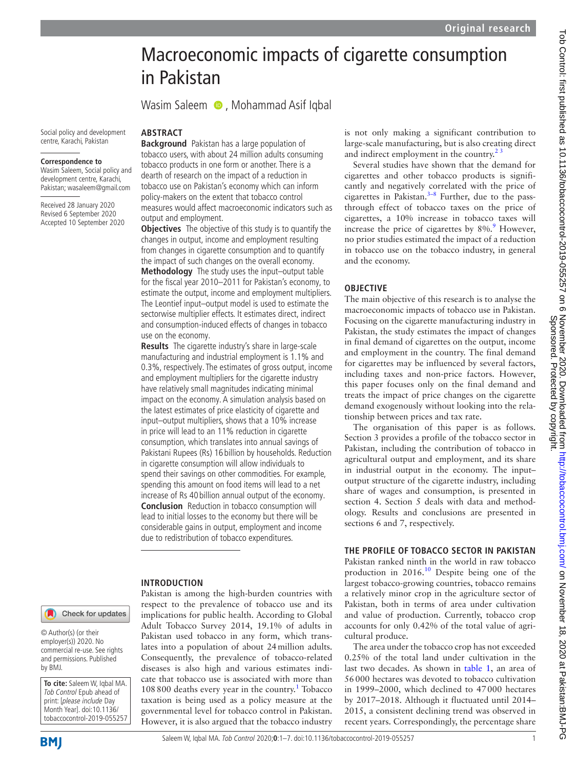# Macroeconomic impacts of cigarette consumption in Pakistan

Wasim Saleem, Mohammad Asif Iqbal

Social policy and development centre, Karachi, Pakistan

**Correspondence to**
Wasim Saleem, Social policy and development centre, Karachi, Pakistan; wasaleem@gmail.com

Received 28 January 2020
Revised 6 September 2020
Accepted 10 September 2020

© Author(s) (or their employer(s)) 2020. No commercial re-use. See rights and permissions. Published by BMJ.

**To cite:** Saleem W, Iqbal MA. *Tob Control* Epub ahead of print: [*please include* Day Month Year]. doi:10.1136/tobaccocontrol-2019-055257

## ABSTRACT

**Background** Pakistan has a large population of tobacco users, with about 24 million adults consuming tobacco products in one form or another. There is a dearth of research on the impact of a reduction in tobacco use on Pakistan's economy which can inform policy-makers on the extent that tobacco control measures would affect macroeconomic indicators such as output and employment.

**Objectives** The objective of this study is to quantify the changes in output, income and employment resulting from changes in cigarette consumption and to quantify the impact of such changes on the overall economy.

**Methodology** The study uses the input–output table for the fiscal year 2010–2011 for Pakistan's economy, to estimate the output, income and employment multipliers. The Leontief input–output model is used to estimate the sectorwise multiplier effects. It estimates direct, indirect and consumption-induced effects of changes in tobacco use on the economy.

**Results** The cigarette industry's share in large-scale manufacturing and industrial employment is 1.1% and 0.3%, respectively. The estimates of gross output, income and employment multipliers for the cigarette industry have relatively small magnitudes indicating minimal impact on the economy. A simulation analysis based on the latest estimates of price elasticity of cigarette and input–output multipliers, shows that a 10% increase in price will lead to an 11% reduction in cigarette consumption, which translates into annual savings of Pakistani Rupees (Rs) 16 billion by households. Reduction in cigarette consumption will allow individuals to spend their savings on other commodities. For example, spending this amount on food items will lead to a net increase of Rs 40 billion annual output of the economy.

**Conclusion** Reduction in tobacco consumption will lead to initial losses to the economy but there will be considerable gains in output, employment and income due to redistribution of tobacco expenditures.

## INTRODUCTION

Pakistan is among the high-burden countries with respect to the prevalence of tobacco use and its implications for public health. According to Global Adult Tobacco Survey 2014, 19.1% of adults in Pakistan used tobacco in any form, which translates into a population of about 24 million adults. Consequently, the prevalence of tobacco-related diseases is also high and various estimates indicate that tobacco use is associated with more than 108 800 deaths every year in the country.[1] Tobacco taxation is being used as a policy measure at the governmental level for tobacco control in Pakistan. However, it is also argued that the tobacco industry is not only making a significant contribution to large-scale manufacturing, but is also creating direct and indirect employment in the country.[2,3]

Several studies have shown that the demand for cigarettes and other tobacco products is significantly and negatively correlated with the price of cigarettes in Pakistan.[3–8] Further, due to the pass-through effect of tobacco taxes on the price of cigarettes, a 10% increase in tobacco taxes will increase the price of cigarettes by 8%.[9] However, no prior studies estimated the impact of a reduction in tobacco use on the tobacco industry, in general and the economy.

## OBJECTIVE

The main objective of this research is to analyse the macroeconomic impacts of tobacco use in Pakistan. Focusing on the cigarette manufacturing industry in Pakistan, the study estimates the impact of changes in final demand of cigarettes on the output, income and employment in the country. The final demand for cigarettes may be influenced by several factors, including taxes and non-price factors. However, this paper focuses only on the final demand and treats the impact of price changes on the cigarette demand exogenously without looking into the relationship between prices and tax rate.

The organisation of this paper is as follows. Section 3 provides a profile of the tobacco sector in Pakistan, including the contribution of tobacco in agricultural output and employment, and its share in industrial output in the economy. The input–output structure of the cigarette industry, including share of wages and consumption, is presented in section 4. Section 5 deals with data and methodology. Results and conclusions are presented in sections 6 and 7, respectively.

## THE PROFILE OF TOBACCO SECTOR IN PAKISTAN

Pakistan ranked ninth in the world in raw tobacco production in 2016.[10] Despite being one of the largest tobacco-growing countries, tobacco remains a relatively minor crop in the agriculture sector of Pakistan, both in terms of area under cultivation and value of production. Currently, tobacco crop accounts for only 0.42% of the total value of agricultural produce.

The area under the tobacco crop has not exceeded 0.25% of the total land under cultivation in the last two decades. As shown in table 1, an area of 56 000 hectares was devoted to tobacco cultivation in 1999–2000, which declined to 47 000 hectares by 2017–2018. Although it fluctuated until 2014–2015, a consistent declining trend was observed in recent years. Correspondingly, the percentage share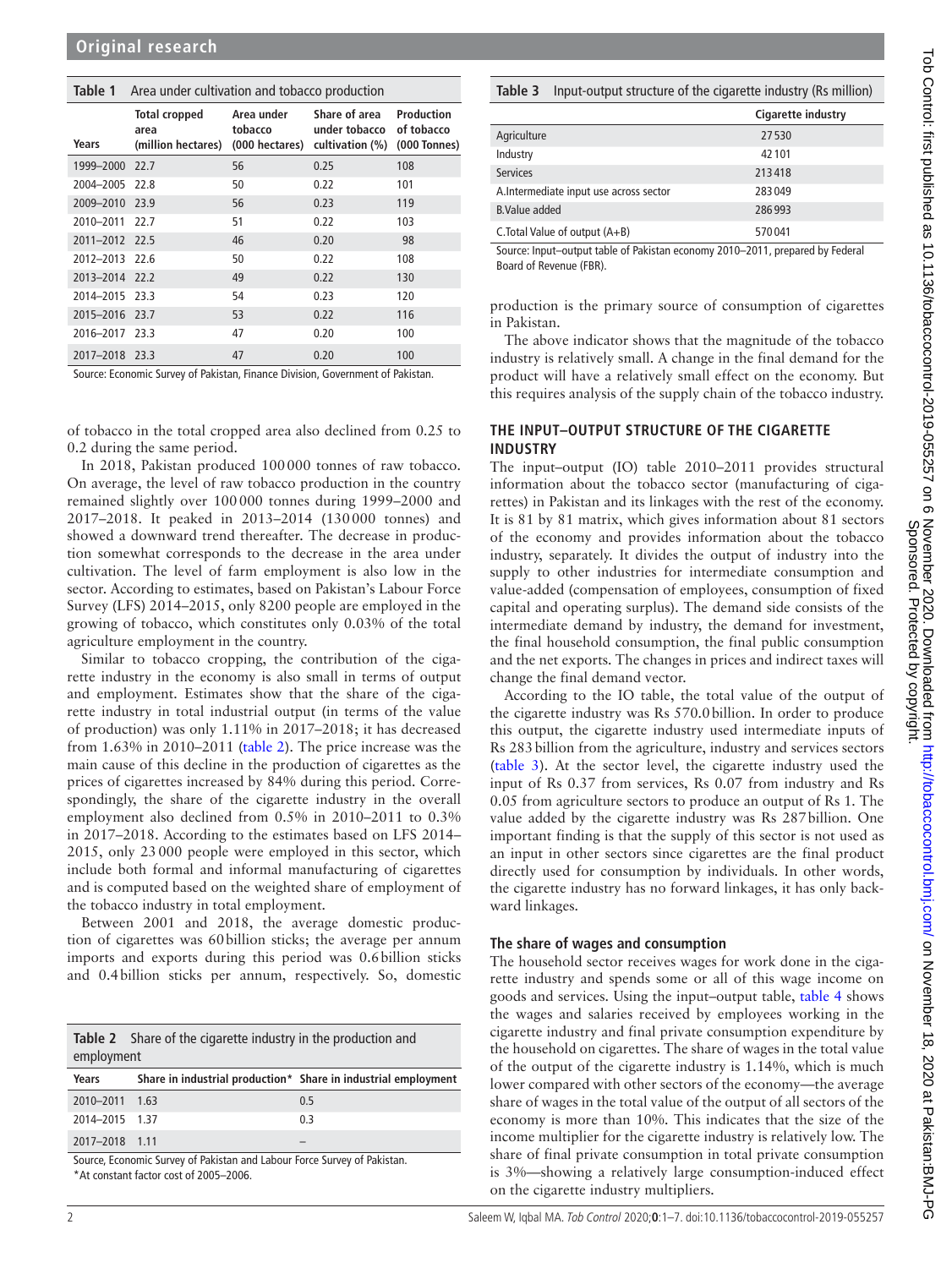**Table 1** Area under cultivation and tobacco production

| Years | Total cropped area (million hectares) | Area under tobacco (000 hectares) | Share of area under tobacco cultivation (%) | Production of tobacco (000 Tonnes) |
|---|---|---|---|---|
| 1999–2000 | 22.7 | 56 | 0.25 | 108 |
| 2004–2005 | 22.8 | 50 | 0.22 | 101 |
| 2009–2010 | 23.9 | 56 | 0.23 | 119 |
| 2010–2011 | 22.7 | 51 | 0.22 | 103 |
| 2011–2012 | 22.5 | 46 | 0.20 | 98 |
| 2012–2013 | 22.6 | 50 | 0.22 | 108 |
| 2013–2014 | 22.2 | 49 | 0.22 | 130 |
| 2014–2015 | 23.3 | 54 | 0.23 | 120 |
| 2015–2016 | 23.7 | 53 | 0.22 | 116 |
| 2016–2017 | 23.3 | 47 | 0.20 | 100 |
| 2017–2018 | 23.3 | 47 | 0.20 | 100 |

Source: Economic Survey of Pakistan, Finance Division, Government of Pakistan.

of tobacco in the total cropped area also declined from 0.25 to 0.2 during the same period.

In 2018, Pakistan produced 100 000 tonnes of raw tobacco. On average, the level of raw tobacco production in the country remained slightly over 100 000 tonnes during 1999–2000 and 2017–2018. It peaked in 2013–2014 (130 000 tonnes) and showed a downward trend thereafter. The decrease in production somewhat corresponds to the decrease in the area under cultivation. The level of farm employment is also low in the sector. According to estimates, based on Pakistan's Labour Force Survey (LFS) 2014–2015, only 8200 people are employed in the growing of tobacco, which constitutes only 0.03% of the total agriculture employment in the country.

Similar to tobacco cropping, the contribution of the cigarette industry in the economy is also small in terms of output and employment. Estimates show that the share of the cigarette industry in total industrial output (in terms of the value of production) was only 1.11% in 2017–2018; it has decreased from 1.63% in 2010–2011 (table 2). The price increase was the main cause of this decline in the production of cigarettes as the prices of cigarettes increased by 84% during this period. Correspondingly, the share of the cigarette industry in the overall employment also declined from 0.5% in 2010–2011 to 0.3% in 2017–2018. According to the estimates based on LFS 2014–2015, only 23 000 people were employed in this sector, which include both formal and informal manufacturing of cigarettes and is computed based on the weighted share of employment of the tobacco industry in total employment.

Between 2001 and 2018, the average domestic production of cigarettes was 60 billion sticks; the average per annum imports and exports during this period was 0.6 billion sticks and 0.4 billion sticks per annum, respectively. So, domestic

**Table 2** Share of the cigarette industry in the production and employment

| Years | Share in industrial production* | Share in industrial employment |
|---|---|---|
| 2010–2011 | 1.63 | 0.5 |
| 2014–2015 | 1.37 | 0.3 |
| 2017–2018 | 1.11 | – |

Source, Economic Survey of Pakistan and Labour Force Survey of Pakistan.
*At constant factor cost of 2005–2006.

**Table 3** Input-output structure of the cigarette industry (Rs million)

| | Cigarette industry |
|---|---|
| Agriculture | 27 530 |
| Industry | 42 101 |
| Services | 213 418 |
| A.Intermediate input use across sector | 283 049 |
| B.Value added | 286 993 |
| C.Total Value of output (A+B) | 570 041 |

Source: Input–output table of Pakistan economy 2010–2011, prepared by Federal Board of Revenue (FBR).

production is the primary source of consumption of cigarettes in Pakistan.

The above indicator shows that the magnitude of the tobacco industry is relatively small. A change in the final demand for the product will have a relatively small effect on the economy. But this requires analysis of the supply chain of the tobacco industry.

## THE INPUT–OUTPUT STRUCTURE OF THE CIGARETTE INDUSTRY

The input–output (IO) table 2010–2011 provides structural information about the tobacco sector (manufacturing of cigarettes) in Pakistan and its linkages with the rest of the economy. It is 81 by 81 matrix, which gives information about 81 sectors of the economy and provides information about the tobacco industry, separately. It divides the output of industry into the supply to other industries for intermediate consumption and value-added (compensation of employees, consumption of fixed capital and operating surplus). The demand side consists of the intermediate demand by industry, the demand for investment, the final household consumption, the final public consumption and the net exports. The changes in prices and indirect taxes will change the final demand vector.

According to the IO table, the total value of the output of the cigarette industry was Rs 570.0 billion. In order to produce this output, the cigarette industry used intermediate inputs of Rs 283 billion from the agriculture, industry and services sectors (table 3). At the sector level, the cigarette industry used the input of Rs 0.37 from services, Rs 0.07 from industry and Rs 0.05 from agriculture sectors to produce an output of Rs 1. The value added by the cigarette industry was Rs 287 billion. One important finding is that the supply of this sector is not used as an input in other sectors since cigarettes are the final product directly used for consumption by individuals. In other words, the cigarette industry has no forward linkages, it has only backward linkages.

### The share of wages and consumption

The household sector receives wages for work done in the cigarette industry and spends some or all of this wage income on goods and services. Using the input–output table, table 4 shows the wages and salaries received by employees working in the cigarette industry and final private consumption expenditure by the household on cigarettes. The share of wages in the total value of the output of the cigarette industry is 1.14%, which is much lower compared with other sectors of the economy—the average share of wages in the total value of the output of all sectors of the economy is more than 10%. This indicates that the size of the income multiplier for the cigarette industry is relatively low. The share of final private consumption in total private consumption is 3%—showing a relatively large consumption-induced effect on the cigarette industry multipliers.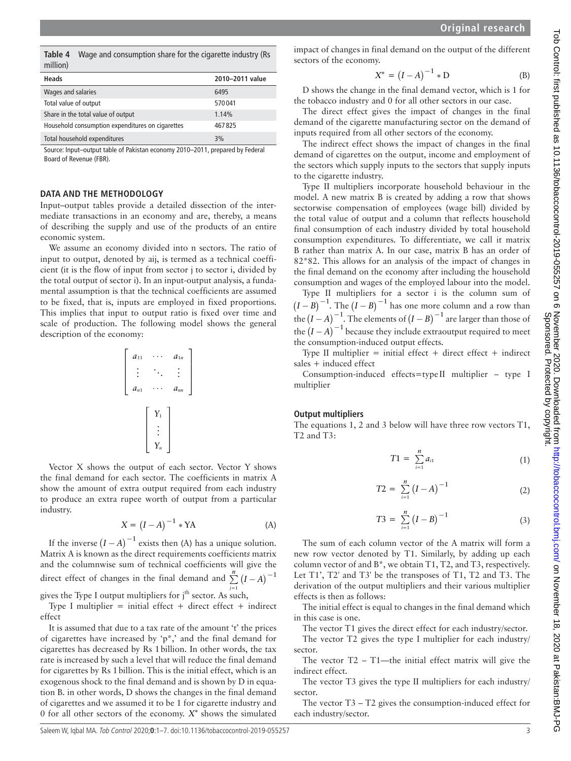**Table 4** Wage and consumption share for the cigarette industry (Rs million)

| Heads | 2010–2011 value |
|---|---|
| Wages and salaries | 6495 |
| Total value of output | 570 041 |
| Share in the total value of output | 1.14% |
| Household consumption expenditures on cigarettes | 467 825 |
| Total household expenditures | 3% |

Source: Input–output table of Pakistan economy 2010–2011, prepared by Federal Board of Revenue (FBR).

## DATA AND THE METHODOLOGY

Input–output tables provide a detailed dissection of the intermediate transactions in an economy and are, thereby, a means of describing the supply and use of the products of an entire economic system.

We assume an economy divided into n sectors. The ratio of input to output, denoted by aij, is termed as a technical coefficient (it is the flow of input from sector j to sector i, divided by the total output of sector i). In an input-output analysis, a fundamental assumption is that the technical coefficients are assumed to be fixed, that is, inputs are employed in fixed proportions. This implies that input to output ratio is fixed over time and scale of production. The following model shows the general description of the economy:

$$\begin{bmatrix} a_{11} & \cdots & a_{1n} \\ \vdots & \ddots & \vdots \\ a_{n1} & \cdots & a_{nn} \end{bmatrix}$$

$$\begin{bmatrix} Y_1 \\ \vdots \\ Y_n \end{bmatrix}$$

Vector X shows the output of each sector. Vector Y shows the final demand for each sector. The coefficients in matrix A show the amount of extra output required from each industry to produce an extra rupee worth of output from a particular industry.

$$X = (I - A)^{-1} * \text{YA} \tag{A}$$

If the inverse $(I-A)^{-1}$ exists then (A) has a unique solution. Matrix A is known as the direct requirements coefficients matrix and the columnwise sum of technical coefficients will give the direct effect of changes in the final demand and $\sum_{j=1}^{n}(I-A)^{-1}$ gives the Type I output multipliers for j[th] sector. As such,

Type I multiplier = initial effect + direct effect + indirect effect

It is assumed that due to a tax rate of the amount 't' the prices of cigarettes have increased by 'p*,' and the final demand for cigarettes has decreased by Rs 1 billion. In other words, the tax rate is increased by such a level that will reduce the final demand for cigarettes by Rs 1 billion. This is the initial effect, which is an exogenous shock to the final demand and is shown by D in equation B. in other words, D shows the changes in the final demand of cigarettes and we assumed it to be 1 for cigarette industry and 0 for all other sectors of the economy. $X^*$ shows the simulated impact of changes in final demand on the output of the different sectors of the economy.

$$X^* = (I - A)^{-1} * \text{D} \tag{B}$$

D shows the change in the final demand vector, which is 1 for the tobacco industry and 0 for all other sectors in our case.

The direct effect gives the impact of changes in the final demand of the cigarette manufacturing sector on the demand of inputs required from all other sectors of the economy.

The indirect effect shows the impact of changes in the final demand of cigarettes on the output, income and employment of the sectors which supply inputs to the sectors that supply inputs to the cigarette industry.

Type II multipliers incorporate household behaviour in the model. A new matrix B is created by adding a row that shows sectorwise compensation of employees (wage bill) divided by the total value of output and a column that reflects household final consumption of each industry divided by total household consumption expenditures. To differentiate, we call it matrix B rather than matrix A. In our case, matrix B has an order of 82*82. This allows for an analysis of the impact of changes in the final demand on the economy after including the household consumption and wages of the employed labour into the model.

Type II multipliers for a sector i is the column sum of $(I-B)^{-1}$. The $(I-B)^{-1}$ has one more column and a row than the $(I-A)^{-1}$. The elements of $(I-B)^{-1}$ are larger than those of the $(I-A)^{-1}$ because they include extraoutput required to meet the consumption-induced output effects.

Type II multiplier = initial effect + direct effect + indirect sales + induced effect

Consumption-induced effects=type II multiplier − type I multiplier

### Output multipliers

The equations 1, 2 and 3 below will have three row vectors T1, T2 and T3:

$$T1 = \sum_{i=1}^{n} a_{i1} \tag{1}$$

$$T2 = \sum_{i=1}^{n} (I - A)^{-1} \tag{2}$$

$$T3 = \sum_{i=1}^{n} (I - B)^{-1} \tag{3}$$

The sum of each column vector of the A matrix will form a new row vector denoted by T1. Similarly, by adding up each column vector of and B*, we obtain T1, T2, and T3, respectively. Let T1', T2' and T3' be the transposes of T1, T2 and T3. The derivation of the output multipliers and their various multiplier effects is then as follows:

The initial effect is equal to changes in the final demand which in this case is one.

The vector T1 gives the direct effect for each industry/sector.

The vector T2 gives the type I multiplier for each industry/sector.

The vector T2 − T1—the initial effect matrix will give the indirect effect.

The vector T3 gives the type II multipliers for each industry/sector.

The vector T3 − T2 gives the consumption-induced effect for each industry/sector.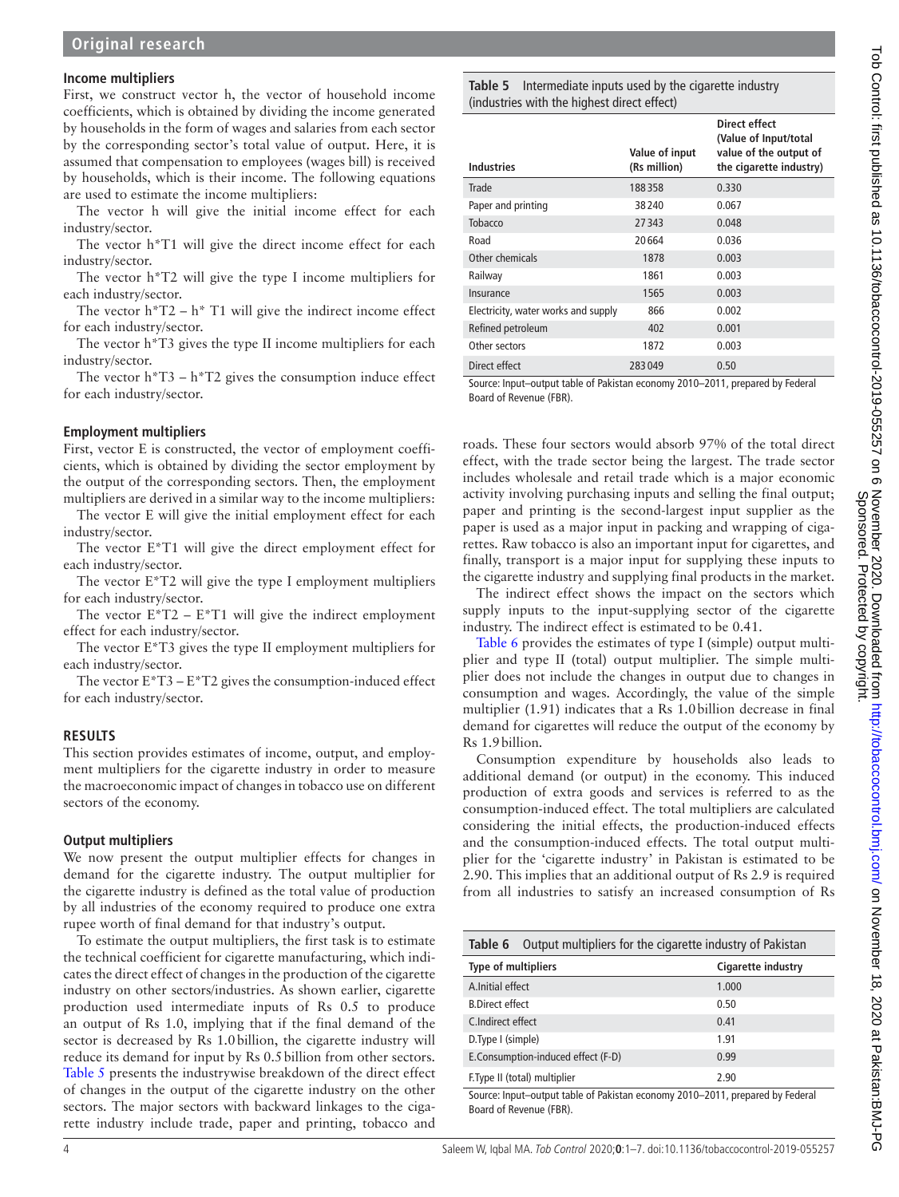### Income multipliers

First, we construct vector h, the vector of household income coefficients, which is obtained by dividing the income generated by households in the form of wages and salaries from each sector by the corresponding sector's total value of output. Here, it is assumed that compensation to employees (wages bill) is received by households, which is their income. The following equations are used to estimate the income multipliers:

The vector h will give the initial income effect for each industry/sector.

The vector h*T1 will give the direct income effect for each industry/sector.

The vector h*T2 will give the type I income multipliers for each industry/sector.

The vector h*T2 – h* T1 will give the indirect income effect for each industry/sector.

The vector h*T3 gives the type II income multipliers for each industry/sector.

The vector h*T3 – h*T2 gives the consumption induce effect for each industry/sector.

### Employment multipliers

First, vector E is constructed, the vector of employment coefficients, which is obtained by dividing the sector employment by the output of the corresponding sectors. Then, the employment multipliers are derived in a similar way to the income multipliers:

The vector E will give the initial employment effect for each industry/sector.

The vector E*T1 will give the direct employment effect for each industry/sector.

The vector E*T2 will give the type I employment multipliers for each industry/sector.

The vector E*T2 – E*T1 will give the indirect employment effect for each industry/sector.

The vector E*T3 gives the type II employment multipliers for each industry/sector.

The vector E*T3 – E*T2 gives the consumption-induced effect for each industry/sector.

## RESULTS

This section provides estimates of income, output, and employment multipliers for the cigarette industry in order to measure the macroeconomic impact of changes in tobacco use on different sectors of the economy.

### Output multipliers

We now present the output multiplier effects for changes in demand for the cigarette industry. The output multiplier for the cigarette industry is defined as the total value of production by all industries of the economy required to produce one extra rupee worth of final demand for that industry's output.

To estimate the output multipliers, the first task is to estimate the technical coefficient for cigarette manufacturing, which indicates the direct effect of changes in the production of the cigarette industry on other sectors/industries. As shown earlier, cigarette production used intermediate inputs of Rs 0.5 to produce an output of Rs 1.0, implying that if the final demand of the sector is decreased by Rs 1.0 billion, the cigarette industry will reduce its demand for input by Rs 0.5 billion from other sectors. Table 5 presents the industrywise breakdown of the direct effect of changes in the output of the cigarette industry on the other sectors. The major sectors with backward linkages to the cigarette industry include trade, paper and printing, tobacco and roads. These four sectors would absorb 97% of the total direct effect, with the trade sector being the largest. The trade sector includes wholesale and retail trade which is a major economic activity involving purchasing inputs and selling the final output; paper and printing is the second-largest input supplier as the paper is used as a major input in packing and wrapping of cigarettes. Raw tobacco is also an important input for cigarettes, and finally, transport is a major input for supplying these inputs to the cigarette industry and supplying final products in the market.

**Table 5** Intermediate inputs used by the cigarette industry (industries with the highest direct effect)

| Industries | Value of input (Rs million) | Direct effect (Value of Input/total value of the output of the cigarette industry) |
|---|---|---|
| Trade | 188 358 | 0.330 |
| Paper and printing | 38 240 | 0.067 |
| Tobacco | 27 343 | 0.048 |
| Road | 20 664 | 0.036 |
| Other chemicals | 1878 | 0.003 |
| Railway | 1861 | 0.003 |
| Insurance | 1565 | 0.003 |
| Electricity, water works and supply | 866 | 0.002 |
| Refined petroleum | 402 | 0.001 |
| Other sectors | 1872 | 0.003 |
| Direct effect | 283 049 | 0.50 |

Source: Input–output table of Pakistan economy 2010–2011, prepared by Federal Board of Revenue (FBR).

The indirect effect shows the impact on the sectors which supply inputs to the input-supplying sector of the cigarette industry. The indirect effect is estimated to be 0.41.

Table 6 provides the estimates of type I (simple) output multiplier and type II (total) output multiplier. The simple multiplier does not include the changes in output due to changes in consumption and wages. Accordingly, the value of the simple multiplier (1.91) indicates that a Rs 1.0 billion decrease in final demand for cigarettes will reduce the output of the economy by Rs 1.9 billion.

Consumption expenditure by households also leads to additional demand (or output) in the economy. This induced production of extra goods and services is referred to as the consumption-induced effect. The total multipliers are calculated considering the initial effects, the production-induced effects and the consumption-induced effects. The total output multiplier for the 'cigarette industry' in Pakistan is estimated to be 2.90. This implies that an additional output of Rs 2.9 is required from all industries to satisfy an increased consumption of Rs

**Table 6** Output multipliers for the cigarette industry of Pakistan

| Type of multipliers | Cigarette industry |
|---|---|
| A.Initial effect | 1.000 |
| B.Direct effect | 0.50 |
| C.Indirect effect | 0.41 |
| D.Type I (simple) | 1.91 |
| E.Consumption-induced effect (F-D) | 0.99 |
| F.Type II (total) multiplier | 2.90 |

Source: Input–output table of Pakistan economy 2010–2011, prepared by Federal Board of Revenue (FBR).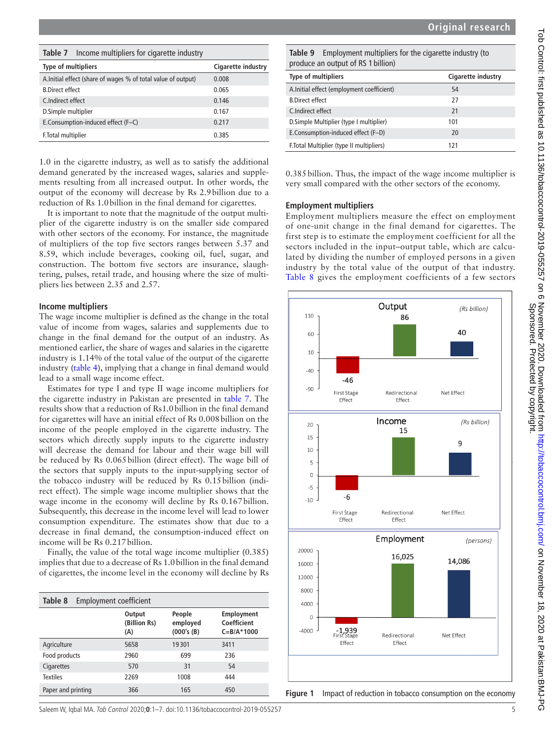**Table 7** Income multipliers for cigarette industry

| Type of multipliers | Cigarette industry |
|---|---|
| A.Initial effect (share of wages % of total value of output) | 0.008 |
| B.Direct effect | 0.065 |
| C.Indirect effect | 0.146 |
| D.Simple multiplier | 0.167 |
| E.Consumption-induced effect (F–C) | 0.217 |
| F.Total multiplier | 0.385 |

1.0 in the cigarette industry, as well as to satisfy the additional demand generated by the increased wages, salaries and supplements resulting from all increased output. In other words, the output of the economy will decrease by Rs 2.9 billion due to a reduction of Rs 1.0 billion in the final demand for cigarettes.

It is important to note that the magnitude of the output multiplier of the cigarette industry is on the smaller side compared with other sectors of the economy. For instance, the magnitude of multipliers of the top five sectors ranges between 5.37 and 8.59, which include beverages, cooking oil, fuel, sugar, and construction. The bottom five sectors are insurance, slaughtering, pulses, retail trade, and housing where the size of multipliers lies between 2.35 and 2.57.

## Income multipliers

The wage income multiplier is defined as the change in the total value of income from wages, salaries and supplements due to change in the final demand for the output of an industry. As mentioned earlier, the share of wages and salaries in the cigarette industry is 1.14% of the total value of the output of the cigarette industry (table 4), implying that a change in final demand would lead to a small wage income effect.

Estimates for type I and type II wage income multipliers for the cigarette industry in Pakistan are presented in table 7. The results show that a reduction of Rs1.0 billion in the final demand for cigarettes will have an initial effect of Rs 0.008 billion on the income of the people employed in the cigarette industry. The sectors which directly supply inputs to the cigarette industry will decrease the demand for labour and their wage bill will be reduced by Rs 0.065 billion (direct effect). The wage bill of the sectors that supply inputs to the input-supplying sector of the tobacco industry will be reduced by Rs 0.15 billion (indirect effect). The simple wage income multiplier shows that the wage income in the economy will decline by Rs 0.167 billion. Subsequently, this decrease in the income level will lead to lower consumption expenditure. The estimates show that due to a decrease in final demand, the consumption-induced effect on income will be Rs 0.217 billion.

Finally, the value of the total wage income multiplier (0.385) implies that due to a decrease of Rs 1.0 billion in the final demand of cigarettes, the income level in the economy will decline by Rs 0.385 billion. Thus, the impact of the wage income multiplier is very small compared with the other sectors of the economy.

**Table 8** Employment coefficient

| | Output (Billion Rs) (A) | People employed (000's (B) | Employment Coefficient C=B/A*1000 |
|---|---|---|---|
| Agriculture | 5658 | 19 301 | 3411 |
| Food products | 2960 | 699 | 236 |
| Cigarettes | 570 | 31 | 54 |
| Textiles | 2269 | 1008 | 444 |
| Paper and printing | 366 | 165 | 450 |

**Table 9** Employment multipliers for the cigarette industry (to produce an output of RS 1 billion)

| Type of multipliers | Cigarette industry |
|---|---|
| A.Initial effect (employment coefficient) | 54 |
| B.Direct effect | 27 |
| C.Indirect effect | 21 |
| D.Simple Multiplier (type I multiplier) | 101 |
| E.Consumption-induced effect (F–D) | 20 |
| F.Total Multiplier (type II multipliers) | 121 |

## Employment multipliers

Employment multipliers measure the effect on employment of one-unit change in the final demand for cigarettes. The first step is to estimate the employment coefficient for all the sectors included in the input–output table, which are calculated by dividing the number of employed persons in a given industry by the total value of the output of that industry. Table 8 gives the employment coefficients of a few sectors

Figure 1 Impact of reduction in tobacco consumption on the economy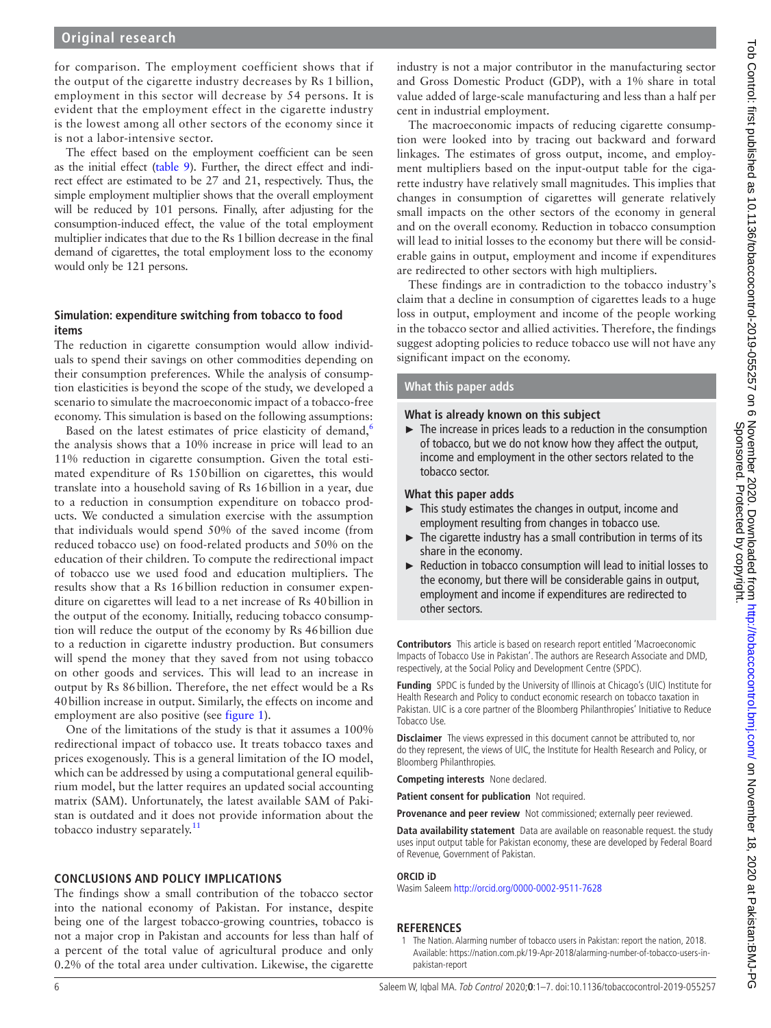for comparison. The employment coefficient shows that if the output of the cigarette industry decreases by Rs 1 billion, employment in this sector will decrease by 54 persons. It is evident that the employment effect in the cigarette industry is the lowest among all other sectors of the economy since it is not a labor-intensive sector.

The effect based on the employment coefficient can be seen as the initial effect (table 9). Further, the direct effect and indirect effect are estimated to be 27 and 21, respectively. Thus, the simple employment multiplier shows that the overall employment will be reduced by 101 persons. Finally, after adjusting for the consumption-induced effect, the value of the total employment multiplier indicates that due to the Rs 1 billion decrease in the final demand of cigarettes, the total employment loss to the economy would only be 121 persons.

### Simulation: expenditure switching from tobacco to food items

The reduction in cigarette consumption would allow individuals to spend their savings on other commodities depending on their consumption preferences. While the analysis of consumption elasticities is beyond the scope of the study, we developed a scenario to simulate the macroeconomic impact of a tobacco-free economy. This simulation is based on the following assumptions:

Based on the latest estimates of price elasticity of demand,[6] the analysis shows that a 10% increase in price will lead to an 11% reduction in cigarette consumption. Given the total estimated expenditure of Rs 150 billion on cigarettes, this would translate into a household saving of Rs 16 billion in a year, due to a reduction in consumption expenditure on tobacco products. We conducted a simulation exercise with the assumption that individuals would spend 50% of the saved income (from reduced tobacco use) on food-related products and 50% on the education of their children. To compute the redirectional impact of tobacco use we used food and education multipliers. The results show that a Rs 16 billion reduction in consumer expenditure on cigarettes will lead to a net increase of Rs 40 billion in the output of the economy. Initially, reducing tobacco consumption will reduce the output of the economy by Rs 46 billion due to a reduction in cigarette industry production. But consumers will spend the money that they saved from not using tobacco on other goods and services. This will lead to an increase in output by Rs 86 billion. Therefore, the net effect would be a Rs 40 billion increase in output. Similarly, the effects on income and employment are also positive (see figure 1).

One of the limitations of the study is that it assumes a 100% redirectional impact of tobacco use. It treats tobacco taxes and prices exogenously. This is a general limitation of the IO model, which can be addressed by using a computational general equilibrium model, but the latter requires an updated social accounting matrix (SAM). Unfortunately, the latest available SAM of Pakistan is outdated and it does not provide information about the tobacco industry separately.[11]

## CONCLUSIONS AND POLICY IMPLICATIONS

The findings show a small contribution of the tobacco sector into the national economy of Pakistan. For instance, despite being one of the largest tobacco-growing countries, tobacco is not a major crop in Pakistan and accounts for less than half of a percent of the total value of agricultural produce and only 0.2% of the total area under cultivation. Likewise, the cigarette industry is not a major contributor in the manufacturing sector and Gross Domestic Product (GDP), with a 1% share in total value added of large-scale manufacturing and less than a half per cent in industrial employment.

The macroeconomic impacts of reducing cigarette consumption were looked into by tracing out backward and forward linkages. The estimates of gross output, income, and employment multipliers based on the input-output table for the cigarette industry have relatively small magnitudes. This implies that changes in consumption of cigarettes will generate relatively small impacts on the other sectors of the economy in general and on the overall economy. Reduction in tobacco consumption will lead to initial losses to the economy but there will be considerable gains in output, employment and income if expenditures are redirected to other sectors with high multipliers.

These findings are in contradiction to the tobacco industry's claim that a decline in consumption of cigarettes leads to a huge loss in output, employment and income of the people working in the tobacco sector and allied activities. Therefore, the findings suggest adopting policies to reduce tobacco use will not have any significant impact on the economy.

### What this paper adds

**What is already known on this subject**

- The increase in prices leads to a reduction in the consumption of tobacco, but we do not know how they affect the output, income and employment in the other sectors related to the tobacco sector.

**What this paper adds**

- This study estimates the changes in output, income and employment resulting from changes in tobacco use.
- The cigarette industry has a small contribution in terms of its share in the economy.
- Reduction in tobacco consumption will lead to initial losses to the economy, but there will be considerable gains in output, employment and income if expenditures are redirected to other sectors.

**Contributors** This article is based on research report entitled 'Macroeconomic Impacts of Tobacco Use in Pakistan'. The authors are Research Associate and DMD, respectively, at the Social Policy and Development Centre (SPDC).

**Funding** SPDC is funded by the University of Illinois at Chicago's (UIC) Institute for Health Research and Policy to conduct economic research on tobacco taxation in Pakistan. UIC is a core partner of the Bloomberg Philanthropies' Initiative to Reduce Tobacco Use.

**Disclaimer** The views expressed in this document cannot be attributed to, nor do they represent, the views of UIC, the Institute for Health Research and Policy, or Bloomberg Philanthropies.

**Competing interests** None declared.

**Patient consent for publication** Not required.

**Provenance and peer review** Not commissioned; externally peer reviewed.

**Data availability statement** Data are available on reasonable request. the study uses input output table for Pakistan economy, these are developed by Federal Board of Revenue, Government of Pakistan.

**ORCID iD**

Wasim Saleem http://orcid.org/0000-0002-9511-7628

## REFERENCES

1 The Nation. Alarming number of tobacco users in Pakistan: report the nation, 2018. Available: https://nation.com.pk/19-Apr-2018/alarming-number-of-tobacco-users-in-pakistan-report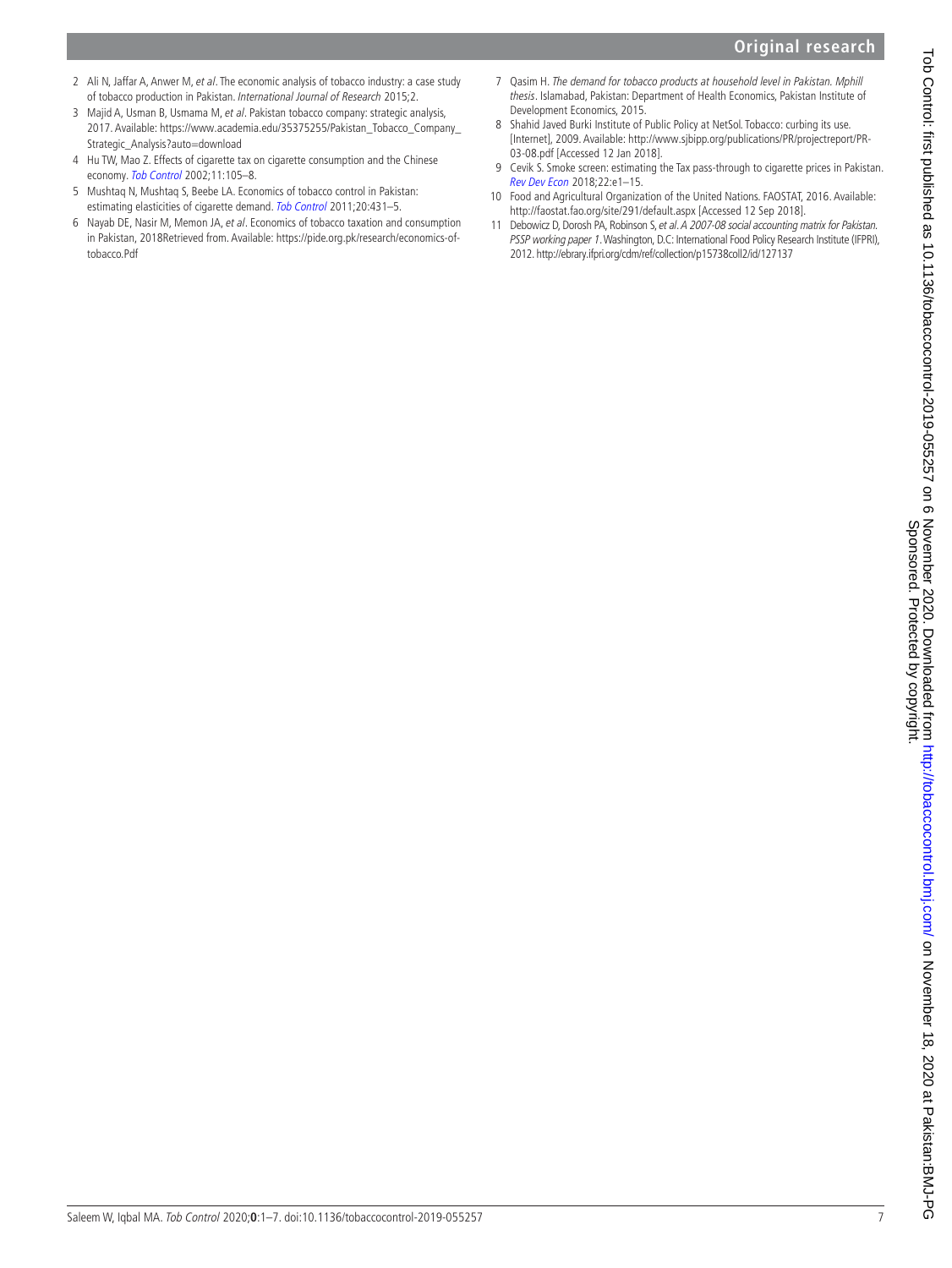2. Ali N, Jaffar A, Anwer M, *et al*. The economic analysis of tobacco industry: a case study of tobacco production in Pakistan. *International Journal of Research* 2015;2.
3. Majid A, Usman B, Usmama M, *et al*. Pakistan tobacco company: strategic analysis, 2017. Available: https://www.academia.edu/35375255/Pakistan_Tobacco_Company_Strategic_Analysis?auto=download
4. Hu TW, Mao Z. Effects of cigarette tax on cigarette consumption and the Chinese economy. *Tob Control* 2002;11:105–8.
5. Mushtaq N, Mushtaq S, Beebe LA. Economics of tobacco control in Pakistan: estimating elasticities of cigarette demand. *Tob Control* 2011;20:431–5.
6. Nayab DE, Nasir M, Memon JA, *et al*. Economics of tobacco taxation and consumption in Pakistan, 2018Retrieved from. Available: https://pide.org.pk/research/economics-of-tobacco.Pdf
7. Qasim H. *The demand for tobacco products at household level in Pakistan. Mphill thesis*. Islamabad, Pakistan: Department of Health Economics, Pakistan Institute of Development Economics, 2015.
8. Shahid Javed Burki Institute of Public Policy at NetSol. Tobacco: curbing its use. [Internet], 2009. Available: http://www.sjbipp.org/publications/PR/projectreport/PR-03-08.pdf [Accessed 12 Jan 2018].
9. Cevik S. Smoke screen: estimating the Tax pass-through to cigarette prices in Pakistan. *Rev Dev Econ* 2018;22:e1–15.
10. Food and Agricultural Organization of the United Nations. FAOSTAT, 2016. Available: http://faostat.fao.org/site/291/default.aspx [Accessed 12 Sep 2018].
11. Debowicz D, Dorosh PA, Robinson S, *et al*. *A 2007-08 social accounting matrix for Pakistan. PSSP working paper 1*. Washington, D.C: International Food Policy Research Institute (IFPRI), 2012. http://ebrary.ifpri.org/cdm/ref/collection/p15738coll2/id/127137